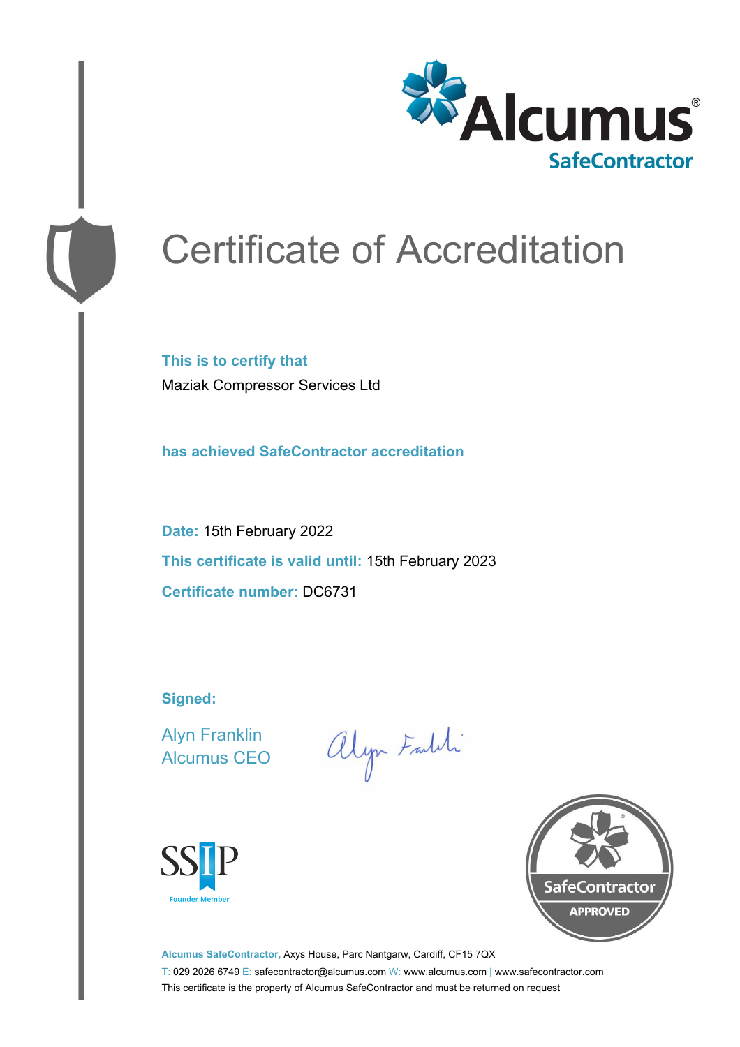Alcumus®
SafeContractor

# Certificate of Accreditation

**This is to certify that**

Maziak Compressor Services Ltd

**has achieved SafeContractor accreditation**

**Date:** 15th February 2022

**This certificate is valid until:** 15th February 2023

**Certificate number:** DC6731

**Signed:**

Alyn Franklin
Alcumus CEO

SSIP
Founder Member

SafeContractor
APPROVED

**Alcumus SafeContractor,** Axys House, Parc Nantgarw, Cardiff, CF15 7QX

T: 029 2026 6749 E: safecontractor@alcumus.com W: www.alcumus.com | www.safecontractor.com

This certificate is the property of Alcumus SafeContractor and must be returned on request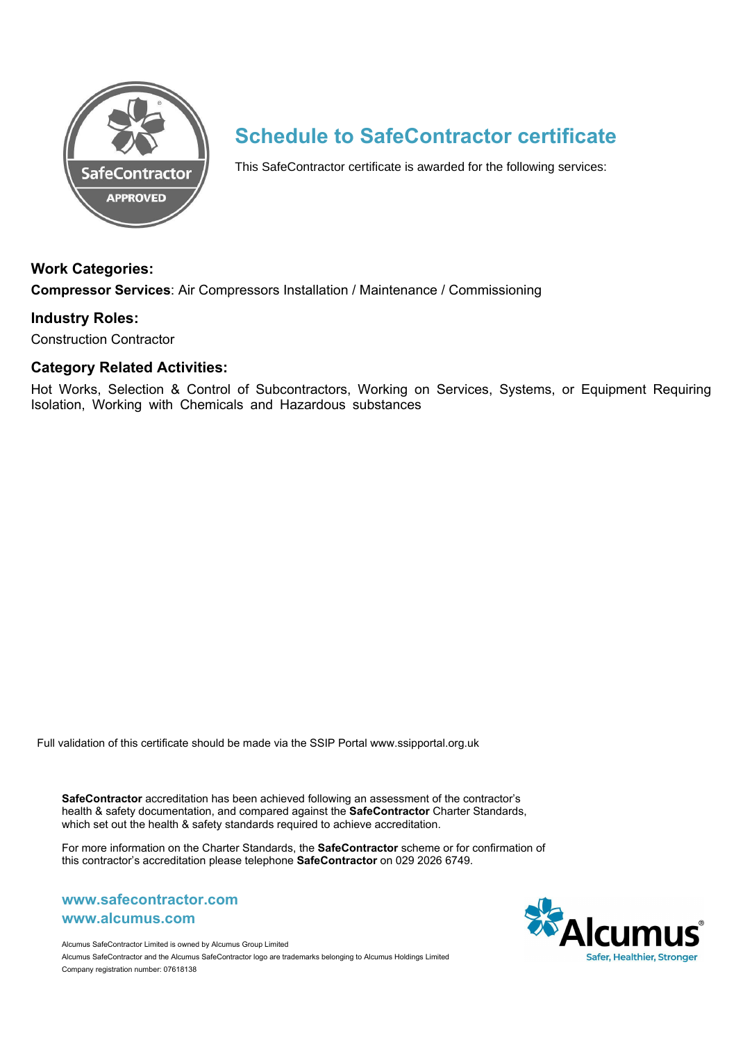# Schedule to SafeContractor certificate

This SafeContractor certificate is awarded for the following services:

### Work Categories:

**Compressor Services**: Air Compressors Installation / Maintenance / Commissioning

### Industry Roles:

Construction Contractor

### Category Related Activities:

Hot Works, Selection & Control of Subcontractors, Working on Services, Systems, or Equipment Requiring Isolation, Working with Chemicals and Hazardous substances

Full validation of this certificate should be made via the SSIP Portal www.ssipportal.org.uk

**SafeContractor** accreditation has been achieved following an assessment of the contractor's health & safety documentation, and compared against the **SafeContractor** Charter Standards, which set out the health & safety standards required to achieve accreditation.

For more information on the Charter Standards, the **SafeContractor** scheme or for confirmation of this contractor's accreditation please telephone **SafeContractor** on 029 2026 6749.

**www.safecontractor.com**
**www.alcumus.com**

Alcumus SafeContractor Limited is owned by Alcumus Group Limited
Alcumus SafeContractor and the Alcumus SafeContractor logo are trademarks belonging to Alcumus Holdings Limited
Company registration number: 07618138

Alcumus®
Safer, Healthier, Stronger